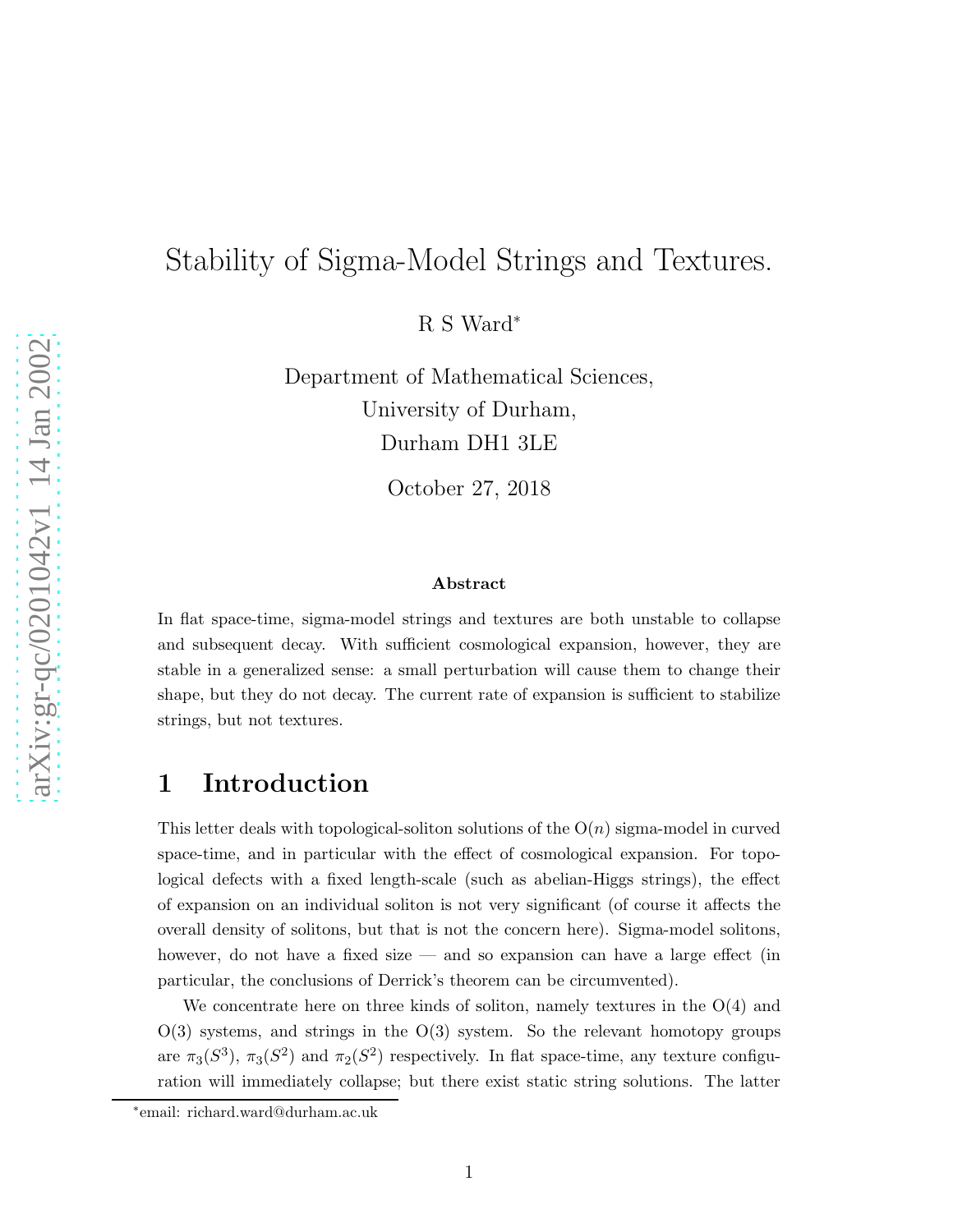# Stability of Sigma-Model Strings and Textures.

R S Ward[*]

Department of Mathematical Sciences,
University of Durham,
Durham DH1 3LE

October 27, 2018

### Abstract

In flat space-time, sigma-model strings and textures are both unstable to collapse and subsequent decay. With sufficient cosmological expansion, however, they are stable in a generalized sense: a small perturbation will cause them to change their shape, but they do not decay. The current rate of expansion is sufficient to stabilize strings, but not textures.

## 1 Introduction

This letter deals with topological-soliton solutions of the O($n$) sigma-model in curved space-time, and in particular with the effect of cosmological expansion. For topological defects with a fixed length-scale (such as abelian-Higgs strings), the effect of expansion on an individual soliton is not very significant (of course it affects the overall density of solitons, but that is not the concern here). Sigma-model solitons, however, do not have a fixed size — and so expansion can have a large effect (in particular, the conclusions of Derrick's theorem can be circumvented).

We concentrate here on three kinds of soliton, namely textures in the O(4) and O(3) systems, and strings in the O(3) system. So the relevant homotopy groups are $\pi_3(S^3)$, $\pi_3(S^2)$ and $\pi_2(S^2)$ respectively. In flat space-time, any texture configuration will immediately collapse; but there exist static string solutions. The latter

[*] email: richard.ward@durham.ac.uk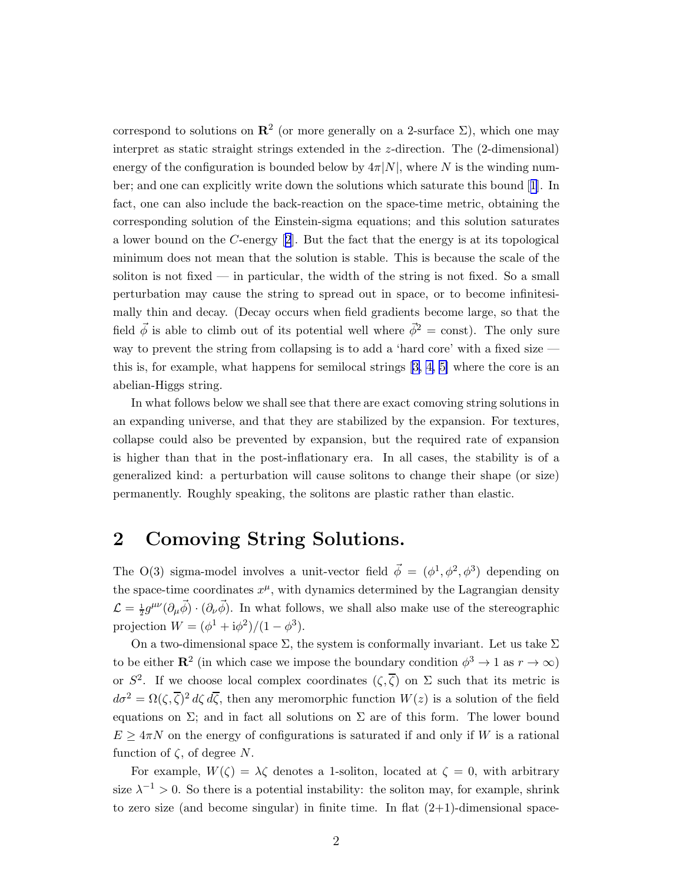correspond to solutions on $\mathbf{R}^2$ (or more generally on a 2-surface $\Sigma$), which one may interpret as static straight strings extended in the $z$-direction. The (2-dimensional) energy of the configuration is bounded below by $4\pi|N|$, where $N$ is the winding number; and one can explicitly write down the solutions which saturate this bound [1]. In fact, one can also include the back-reaction on the space-time metric, obtaining the corresponding solution of the Einstein-sigma equations; and this solution saturates a lower bound on the $C$-energy [2]. But the fact that the energy is at its topological minimum does not mean that the solution is stable. This is because the scale of the soliton is not fixed — in particular, the width of the string is not fixed. So a small perturbation may cause the string to spread out in space, or to become infinitesimally thin and decay. (Decay occurs when field gradients become large, so that the field $\vec{\phi}$ is able to climb out of its potential well where $\vec{\phi}^2 = \text{const}$). The only sure way to prevent the string from collapsing is to add a 'hard core' with a fixed size — this is, for example, what happens for semilocal strings [3, 4, 5] where the core is an abelian-Higgs string.

In what follows below we shall see that there are exact comoving string solutions in an expanding universe, and that they are stabilized by the expansion. For textures, collapse could also be prevented by expansion, but the required rate of expansion is higher than that in the post-inflationary era. In all cases, the stability is of a generalized kind: a perturbation will cause solitons to change their shape (or size) permanently. Roughly speaking, the solitons are plastic rather than elastic.

## 2 Comoving String Solutions.

The O(3) sigma-model involves a unit-vector field $\vec{\phi} = (\phi^1, \phi^2, \phi^3)$ depending on the space-time coordinates $x^\mu$, with dynamics determined by the Lagrangian density $\mathcal{L} = \frac{1}{2} g^{\mu\nu} (\partial_\mu \vec{\phi}) \cdot (\partial_\nu \vec{\phi})$. In what follows, we shall also make use of the stereographic projection $W = (\phi^1 + \mathrm{i}\phi^2)/(1 - \phi^3)$.

On a two-dimensional space $\Sigma$, the system is conformally invariant. Let us take $\Sigma$ to be either $\mathbf{R}^2$ (in which case we impose the boundary condition $\phi^3 \to 1$ as $r \to \infty$) or $S^2$. If we choose local complex coordinates $(\zeta, \overline{\zeta})$ on $\Sigma$ such that its metric is $d\sigma^2 = \Omega(\zeta, \overline{\zeta})^2 \, d\zeta \, d\overline{\zeta}$, then any meromorphic function $W(z)$ is a solution of the field equations on $\Sigma$; and in fact all solutions on $\Sigma$ are of this form. The lower bound $E \geq 4\pi N$ on the energy of configurations is saturated if and only if $W$ is a rational function of $\zeta$, of degree $N$.

For example, $W(\zeta) = \lambda\zeta$ denotes a 1-soliton, located at $\zeta = 0$, with arbitrary size $\lambda^{-1} > 0$. So there is a potential instability: the soliton may, for example, shrink to zero size (and become singular) in finite time. In flat (2+1)-dimensional space-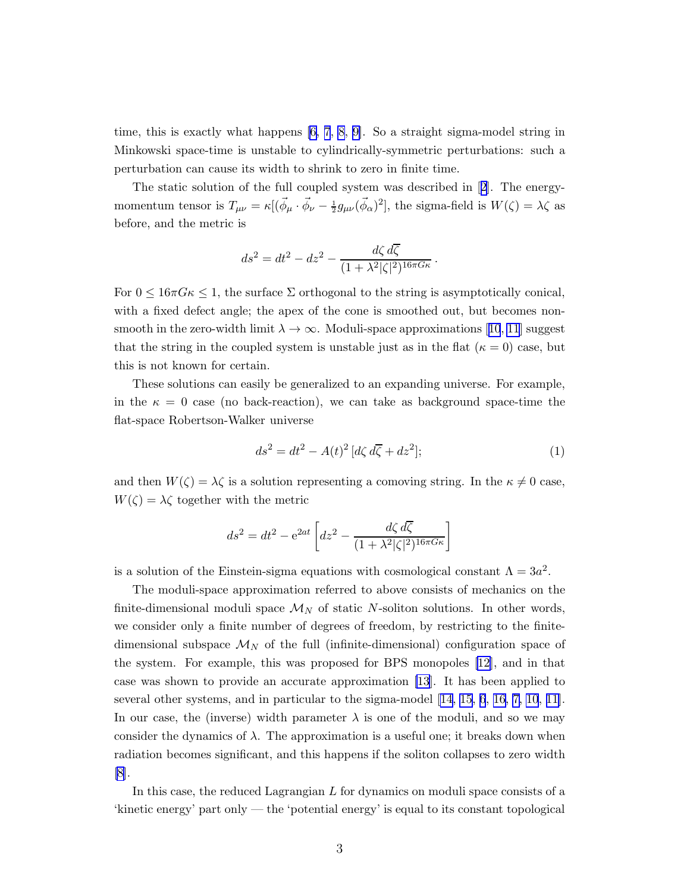time, this is exactly what happens [6, 7, 8, 9]. So a straight sigma-model string in Minkowski space-time is unstable to cylindrically-symmetric perturbations: such a perturbation can cause its width to shrink to zero in finite time.

The static solution of the full coupled system was described in [2]. The energy-momentum tensor is $T_{\mu\nu} = \kappa[(\vec{\phi}_\mu \cdot \vec{\phi}_\nu - \frac{1}{2} g_{\mu\nu} (\vec{\phi}_\alpha)^2]$, the sigma-field is $W(\zeta) = \lambda\zeta$ as before, and the metric is

$$ds^2 = dt^2 - dz^2 - \frac{d\zeta \, d\overline{\zeta}}{(1 + \lambda^2 |\zeta|^2)^{16\pi G\kappa}} \, .$$

For $0 \leq 16\pi G\kappa \leq 1$, the surface $\Sigma$ orthogonal to the string is asymptotically conical, with a fixed defect angle; the apex of the cone is smoothed out, but becomes non-smooth in the zero-width limit $\lambda \to \infty$. Moduli-space approximations [10, 11] suggest that the string in the coupled system is unstable just as in the flat ($\kappa = 0$) case, but this is not known for certain.

These solutions can easily be generalized to an expanding universe. For example, in the $\kappa = 0$ case (no back-reaction), we can take as background space-time the flat-space Robertson-Walker universe

$$ds^2 = dt^2 - A(t)^2 \, [d\zeta \, d\overline{\zeta} + dz^2]; \tag{1}$$

and then $W(\zeta) = \lambda\zeta$ is a solution representing a comoving string. In the $\kappa \neq 0$ case, $W(\zeta) = \lambda\zeta$ together with the metric

$$ds^2 = dt^2 - \mathrm{e}^{2at} \left[ dz^2 - \frac{d\zeta \, d\overline{\zeta}}{(1 + \lambda^2 |\zeta|^2)^{16\pi G\kappa}} \right]$$

is a solution of the Einstein-sigma equations with cosmological constant $\Lambda = 3a^2$.

The moduli-space approximation referred to above consists of mechanics on the finite-dimensional moduli space $\mathcal{M}_N$ of static $N$-soliton solutions. In other words, we consider only a finite number of degrees of freedom, by restricting to the finite-dimensional subspace $\mathcal{M}_N$ of the full (infinite-dimensional) configuration space of the system. For example, this was proposed for BPS monopoles [12], and in that case was shown to provide an accurate approximation [13]. It has been applied to several other systems, and in particular to the sigma-model [14, 15, 6, 16, 7, 10, 11]. In our case, the (inverse) width parameter $\lambda$ is one of the moduli, and so we may consider the dynamics of $\lambda$. The approximation is a useful one; it breaks down when radiation becomes significant, and this happens if the soliton collapses to zero width [8].

In this case, the reduced Lagrangian $L$ for dynamics on moduli space consists of a 'kinetic energy' part only — the 'potential energy' is equal to its constant topological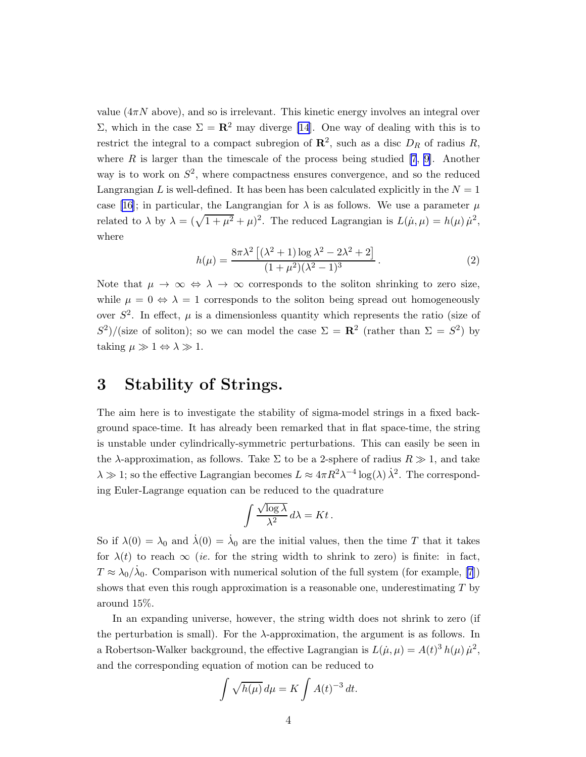value ($4\pi N$ above), and so is irrelevant. This kinetic energy involves an integral over $\Sigma$, which in the case $\Sigma = \mathbf{R}^2$ may diverge [14]. One way of dealing with this is to restrict the integral to a compact subregion of $\mathbf{R}^2$, such as a disc $D_R$ of radius $R$, where $R$ is larger than the timescale of the process being studied [7, 9]. Another way is to work on $S^2$, where compactness ensures convergence, and so the reduced Langrangian $L$ is well-defined. It has been has been calculated explicitly in the $N = 1$ case [16]; in particular, the Langrangian for $\lambda$ is as follows. We use a parameter $\mu$ related to $\lambda$ by $\lambda = (\sqrt{1+\mu^2}+\mu)^2$. The reduced Lagrangian is $L(\dot{\mu}, \mu) = h(\mu)\,\dot{\mu}^2$, where

$$h(\mu) = \frac{8\pi\lambda^2\left[(\lambda^2+1)\log\lambda^2 - 2\lambda^2 + 2\right]}{(1+\mu^2)(\lambda^2-1)^3}. \tag{2}$$

Note that $\mu \to \infty \Leftrightarrow \lambda \to \infty$ corresponds to the soliton shrinking to zero size, while $\mu = 0 \Leftrightarrow \lambda = 1$ corresponds to the soliton being spread out homogeneously over $S^2$. In effect, $\mu$ is a dimensionless quantity which represents the ratio (size of $S^2$)/(size of soliton); so we can model the case $\Sigma = \mathbf{R}^2$ (rather than $\Sigma = S^2$) by taking $\mu \gg 1 \Leftrightarrow \lambda \gg 1$.

# 3 Stability of Strings.

The aim here is to investigate the stability of sigma-model strings in a fixed background space-time. It has already been remarked that in flat space-time, the string is unstable under cylindrically-symmetric perturbations. This can easily be seen in the $\lambda$-approximation, as follows. Take $\Sigma$ to be a 2-sphere of radius $R \gg 1$, and take $\lambda \gg 1$; so the effective Lagrangian becomes $L \approx 4\pi R^2 \lambda^{-4}\log(\lambda)\,\dot{\lambda}^2$. The corresponding Euler-Lagrange equation can be reduced to the quadrature

$$\int \frac{\sqrt{\log\lambda}}{\lambda^2}\,d\lambda = Kt.$$

So if $\lambda(0) = \lambda_0$ and $\dot{\lambda}(0) = \dot{\lambda}_0$ are the initial values, then the time $T$ that it takes for $\lambda(t)$ to reach $\infty$ (*ie.* for the string width to shrink to zero) is finite: in fact, $T \approx \lambda_0/\dot{\lambda}_0$. Comparison with numerical solution of the full system (for example, [7]) shows that even this rough approximation is a reasonable one, underestimating $T$ by around 15%.

In an expanding universe, however, the string width does not shrink to zero (if the perturbation is small). For the $\lambda$-approximation, the argument is as follows. In a Robertson-Walker background, the effective Lagrangian is $L(\dot{\mu}, \mu) = A(t)^3\,h(\mu)\,\dot{\mu}^2$, and the corresponding equation of motion can be reduced to

$$\int \sqrt{h(\mu)}\,d\mu = K\int A(t)^{-3}\,dt.$$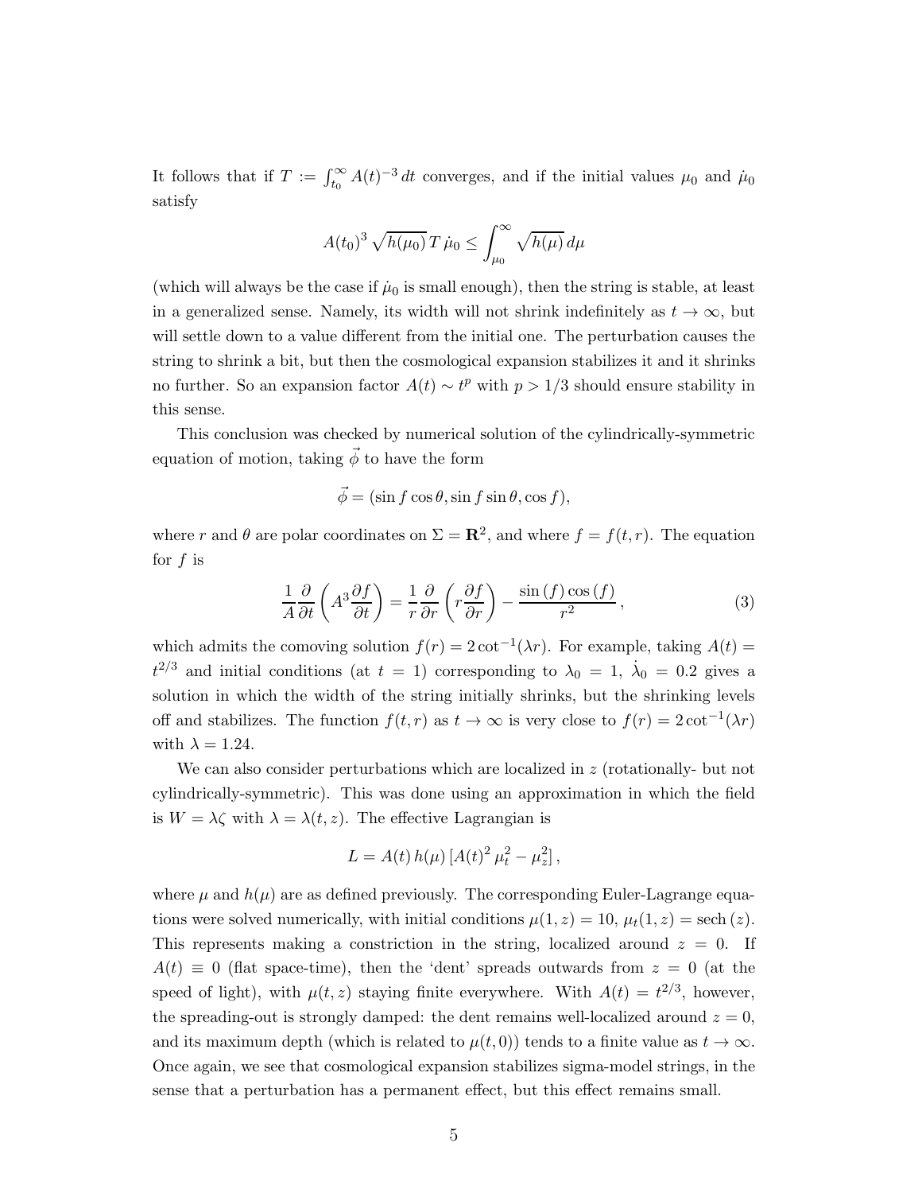It follows that if $T := \int_{t_0}^{\infty} A(t)^{-3}\, dt$ converges, and if the initial values $\mu_0$ and $\dot{\mu}_0$ satisfy

$$A(t_0)^3 \sqrt{h(\mu_0)}\, T\, \dot{\mu}_0 \le \int_{\mu_0}^{\infty} \sqrt{h(\mu)}\, d\mu$$

(which will always be the case if $\dot{\mu}_0$ is small enough), then the string is stable, at least in a generalized sense. Namely, its width will not shrink indefinitely as $t \to \infty$, but will settle down to a value different from the initial one. The perturbation causes the string to shrink a bit, but then the cosmological expansion stabilizes it and it shrinks no further. So an expansion factor $A(t) \sim t^p$ with $p > 1/3$ should ensure stability in this sense.

This conclusion was checked by numerical solution of the cylindrically-symmetric equation of motion, taking $\vec{\phi}$ to have the form

$$\vec{\phi} = (\sin f \cos\theta, \sin f \sin\theta, \cos f),$$

where $r$ and $\theta$ are polar coordinates on $\Sigma = \mathbf{R}^2$, and where $f = f(t, r)$. The equation for $f$ is

$$\frac{1}{A}\frac{\partial}{\partial t}\left(A^3 \frac{\partial f}{\partial t}\right) = \frac{1}{r}\frac{\partial}{\partial r}\left(r\frac{\partial f}{\partial r}\right) - \frac{\sin(f)\cos(f)}{r^2}, \tag{3}$$

which admits the comoving solution $f(r) = 2\cot^{-1}(\lambda r)$. For example, taking $A(t) = t^{2/3}$ and initial conditions (at $t = 1$) corresponding to $\lambda_0 = 1$, $\dot{\lambda}_0 = 0.2$ gives a solution in which the width of the string initially shrinks, but the shrinking levels off and stabilizes. The function $f(t, r)$ as $t \to \infty$ is very close to $f(r) = 2\cot^{-1}(\lambda r)$ with $\lambda = 1.24$.

We can also consider perturbations which are localized in $z$ (rotationally- but not cylindrically-symmetric). This was done using an approximation in which the field is $W = \lambda\zeta$ with $\lambda = \lambda(t, z)$. The effective Lagrangian is

$$L = A(t)\, h(\mu)\, [A(t)^2\, \mu_t^2 - \mu_z^2],$$

where $\mu$ and $h(\mu)$ are as defined previously. The corresponding Euler-Lagrange equations were solved numerically, with initial conditions $\mu(1, z) = 10$, $\mu_t(1, z) = \operatorname{sech}(z)$. This represents making a constriction in the string, localized around $z = 0$. If $A(t) \equiv 0$ (flat space-time), then the 'dent' spreads outwards from $z = 0$ (at the speed of light), with $\mu(t, z)$ staying finite everywhere. With $A(t) = t^{2/3}$, however, the spreading-out is strongly damped: the dent remains well-localized around $z = 0$, and its maximum depth (which is related to $\mu(t, 0)$) tends to a finite value as $t \to \infty$. Once again, we see that cosmological expansion stabilizes sigma-model strings, in the sense that a perturbation has a permanent effect, but this effect remains small.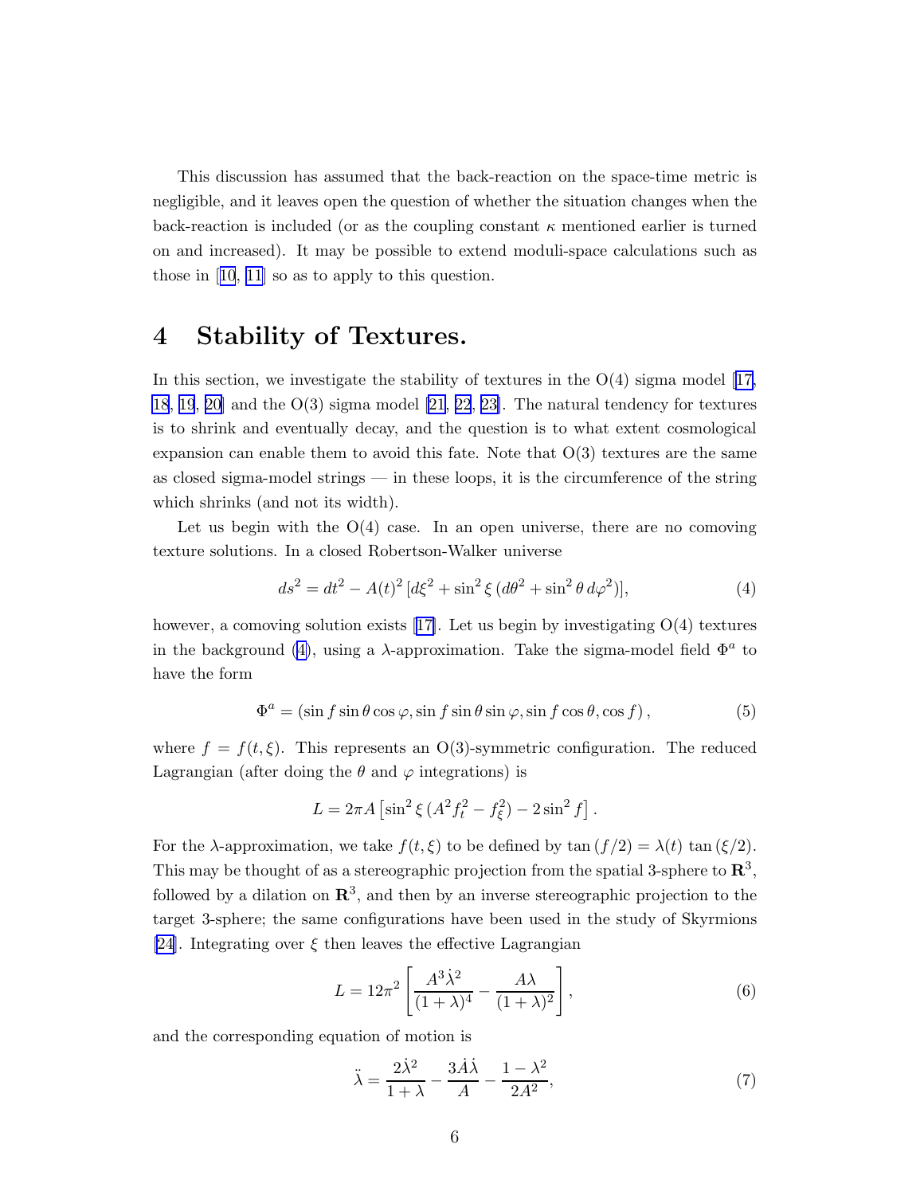This discussion has assumed that the back-reaction on the space-time metric is negligible, and it leaves open the question of whether the situation changes when the back-reaction is included (or as the coupling constant $\kappa$ mentioned earlier is turned on and increased). It may be possible to extend moduli-space calculations such as those in [10, 11] so as to apply to this question.

## 4 Stability of Textures.

In this section, we investigate the stability of textures in the O(4) sigma model [17, 18, 19, 20] and the O(3) sigma model [21, 22, 23]. The natural tendency for textures is to shrink and eventually decay, and the question is to what extent cosmological expansion can enable them to avoid this fate. Note that O(3) textures are the same as closed sigma-model strings — in these loops, it is the circumference of the string which shrinks (and not its width).

Let us begin with the O(4) case. In an open universe, there are no comoving texture solutions. In a closed Robertson-Walker universe

$$ds^2 = dt^2 - A(t)^2 \left[d\xi^2 + \sin^2\xi \, (d\theta^2 + \sin^2\theta \, d\varphi^2)\right], \tag{4}$$

however, a comoving solution exists [17]. Let us begin by investigating O(4) textures in the background (4), using a $\lambda$-approximation. Take the sigma-model field $\Phi^a$ to have the form

$$\Phi^a = (\sin f \sin\theta \cos\varphi, \sin f \sin\theta \sin\varphi, \sin f \cos\theta, \cos f), \tag{5}$$

where $f = f(t, \xi)$. This represents an O(3)-symmetric configuration. The reduced Lagrangian (after doing the $\theta$ and $\varphi$ integrations) is

$$L = 2\pi A \left[\sin^2\xi \, (A^2 f_t^2 - f_\xi^2) - 2\sin^2 f\right].$$

For the $\lambda$-approximation, we take $f(t, \xi)$ to be defined by $\tan(f/2) = \lambda(t) \, \tan(\xi/2)$. This may be thought of as a stereographic projection from the spatial 3-sphere to $\mathbf{R}^3$, followed by a dilation on $\mathbf{R}^3$, and then by an inverse stereographic projection to the target 3-sphere; the same configurations have been used in the study of Skyrmions [24]. Integrating over $\xi$ then leaves the effective Lagrangian

$$L = 12\pi^2 \left[\frac{A^3\dot{\lambda}^2}{(1+\lambda)^4} - \frac{A\lambda}{(1+\lambda)^2}\right], \tag{6}$$

and the corresponding equation of motion is

$$\ddot{\lambda} = \frac{2\dot{\lambda}^2}{1+\lambda} - \frac{3\dot{A}\dot{\lambda}}{A} - \frac{1-\lambda^2}{2A^2}, \tag{7}$$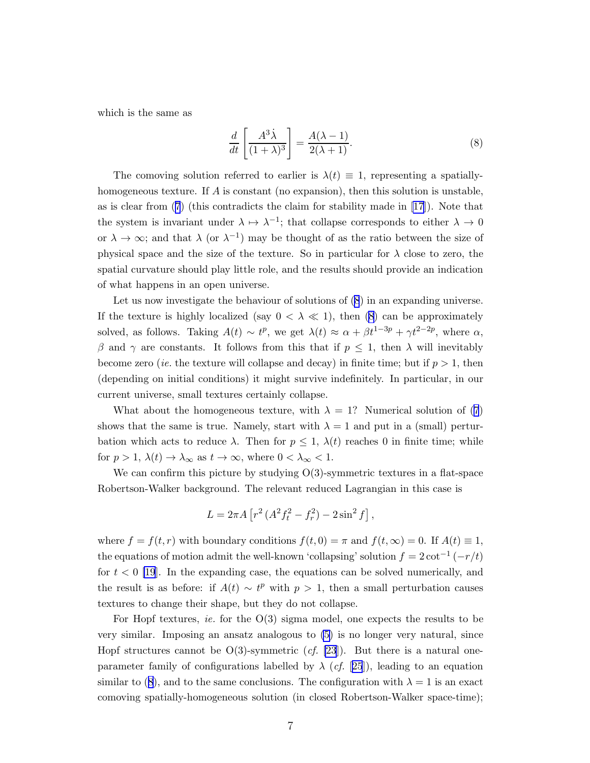which is the same as

$$\frac{d}{dt}\left[\frac{A^3\dot{\lambda}}{(1+\lambda)^3}\right] = \frac{A(\lambda-1)}{2(\lambda+1)}. \tag{8}$$

The comoving solution referred to earlier is $\lambda(t) \equiv 1$, representing a spatially-homogeneous texture. If $A$ is constant (no expansion), then this solution is unstable, as is clear from (7) (this contradicts the claim for stability made in [17]). Note that the system is invariant under $\lambda \mapsto \lambda^{-1}$; that collapse corresponds to either $\lambda \to 0$ or $\lambda \to \infty$; and that $\lambda$ (or $\lambda^{-1}$) may be thought of as the ratio between the size of physical space and the size of the texture. So in particular for $\lambda$ close to zero, the spatial curvature should play little role, and the results should provide an indication of what happens in an open universe.

Let us now investigate the behaviour of solutions of (8) in an expanding universe. If the texture is highly localized (say $0 < \lambda \ll 1$), then (8) can be approximately solved, as follows. Taking $A(t) \sim t^p$, we get $\lambda(t) \approx \alpha + \beta t^{1-3p} + \gamma t^{2-2p}$, where $\alpha$, $\beta$ and $\gamma$ are constants. It follows from this that if $p \leq 1$, then $\lambda$ will inevitably become zero (*ie.* the texture will collapse and decay) in finite time; but if $p > 1$, then (depending on initial conditions) it might survive indefinitely. In particular, in our current universe, small textures certainly collapse.

What about the homogeneous texture, with $\lambda = 1$? Numerical solution of (7) shows that the same is true. Namely, start with $\lambda = 1$ and put in a (small) perturbation which acts to reduce $\lambda$. Then for $p \leq 1$, $\lambda(t)$ reaches 0 in finite time; while for $p > 1$, $\lambda(t) \to \lambda_\infty$ as $t \to \infty$, where $0 < \lambda_\infty < 1$.

We can confirm this picture by studying O(3)-symmetric textures in a flat-space Robertson-Walker background. The relevant reduced Lagrangian in this case is

$$L = 2\pi A\left[r^2\left(A^2 f_t^2 - f_r^2\right) - 2\sin^2 f\right],$$

where $f = f(t, r)$ with boundary conditions $f(t, 0) = \pi$ and $f(t, \infty) = 0$. If $A(t) \equiv 1$, the equations of motion admit the well-known 'collapsing' solution $f = 2\cot^{-1}(-r/t)$ for $t < 0$ [19]. In the expanding case, the equations can be solved numerically, and the result is as before: if $A(t) \sim t^p$ with $p > 1$, then a small perturbation causes textures to change their shape, but they do not collapse.

For Hopf textures, *ie.* for the O(3) sigma model, one expects the results to be very similar. Imposing an ansatz analogous to (5) is no longer very natural, since Hopf structures cannot be O(3)-symmetric (*cf.* [23]). But there is a natural one-parameter family of configurations labelled by $\lambda$ (*cf.* [25]), leading to an equation similar to (8), and to the same conclusions. The configuration with $\lambda = 1$ is an exact comoving spatially-homogeneous solution (in closed Robertson-Walker space-time);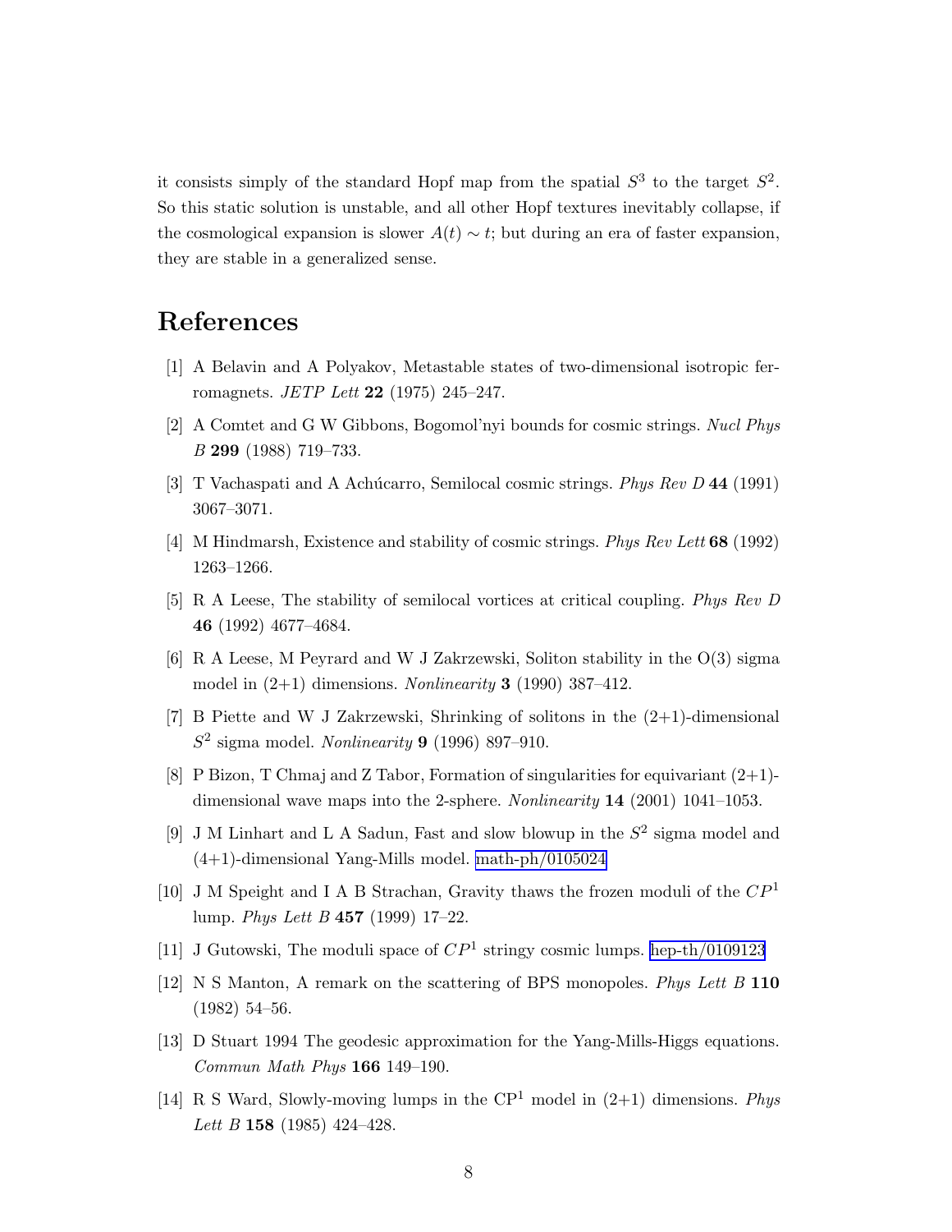it consists simply of the standard Hopf map from the spatial $S^3$ to the target $S^2$. So this static solution is unstable, and all other Hopf textures inevitably collapse, if the cosmological expansion is slower $A(t) \sim t$; but during an era of faster expansion, they are stable in a generalized sense.

# References

[1] A Belavin and A Polyakov, Metastable states of two-dimensional isotropic ferromagnets. *JETP Lett* **22** (1975) 245–247.

[2] A Comtet and G W Gibbons, Bogomol'nyi bounds for cosmic strings. *Nucl Phys B* **299** (1988) 719–733.

[3] T Vachaspati and A Achúcarro, Semilocal cosmic strings. *Phys Rev D* **44** (1991) 3067–3071.

[4] M Hindmarsh, Existence and stability of cosmic strings. *Phys Rev Lett* **68** (1992) 1263–1266.

[5] R A Leese, The stability of semilocal vortices at critical coupling. *Phys Rev D* **46** (1992) 4677–4684.

[6] R A Leese, M Peyrard and W J Zakrzewski, Soliton stability in the O(3) sigma model in (2+1) dimensions. *Nonlinearity* **3** (1990) 387–412.

[7] B Piette and W J Zakrzewski, Shrinking of solitons in the (2+1)-dimensional $S^2$ sigma model. *Nonlinearity* **9** (1996) 897–910.

[8] P Bizon, T Chmaj and Z Tabor, Formation of singularities for equivariant (2+1)-dimensional wave maps into the 2-sphere. *Nonlinearity* **14** (2001) 1041–1053.

[9] J M Linhart and L A Sadun, Fast and slow blowup in the $S^2$ sigma model and (4+1)-dimensional Yang-Mills model. math-ph/0105024

[10] J M Speight and I A B Strachan, Gravity thaws the frozen moduli of the $CP^1$ lump. *Phys Lett B* **457** (1999) 17–22.

[11] J Gutowski, The moduli space of $CP^1$ stringy cosmic lumps. hep-th/0109123

[12] N S Manton, A remark on the scattering of BPS monopoles. *Phys Lett B* **110** (1982) 54–56.

[13] D Stuart 1994 The geodesic approximation for the Yang-Mills-Higgs equations. *Commun Math Phys* **166** 149–190.

[14] R S Ward, Slowly-moving lumps in the CP$^1$ model in (2+1) dimensions. *Phys Lett B* **158** (1985) 424–428.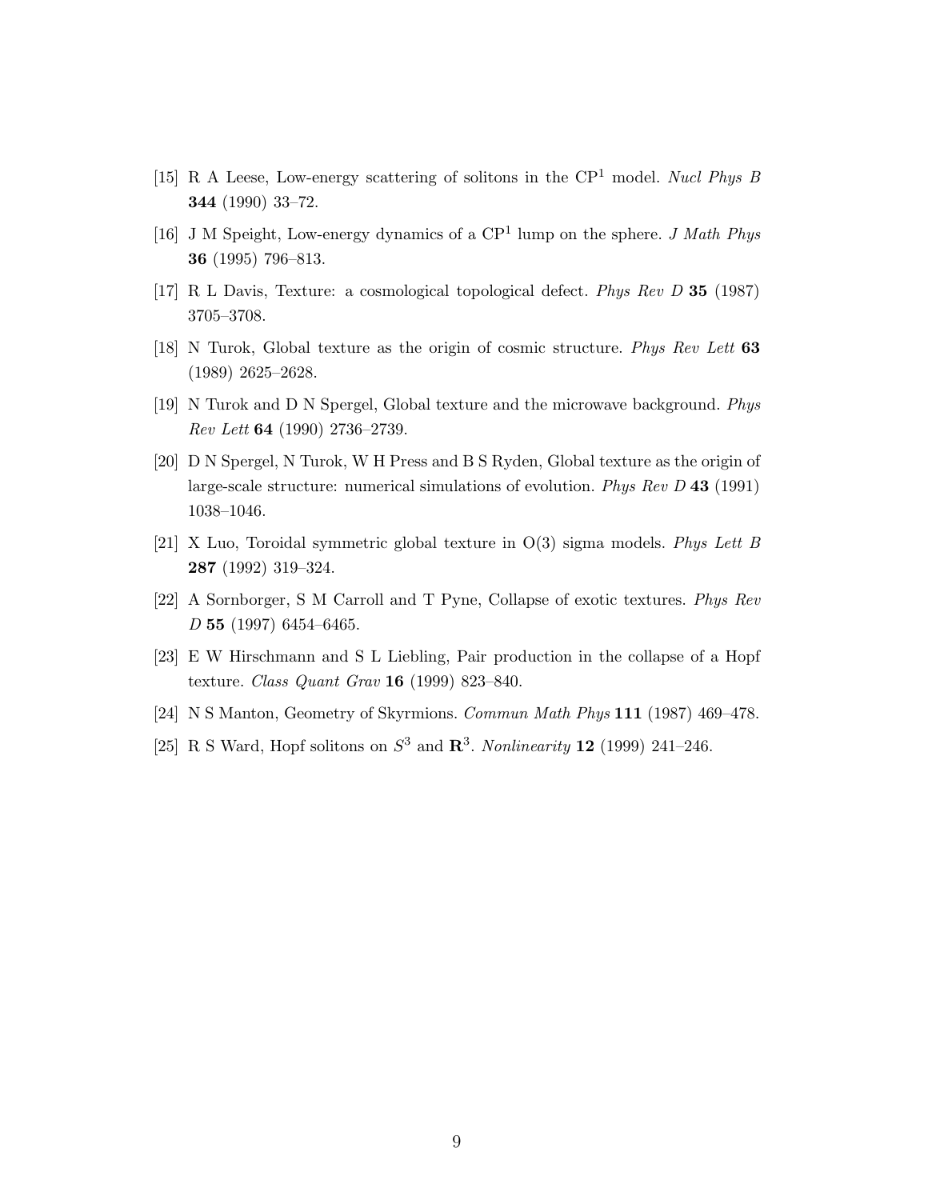[15] R A Leese, Low-energy scattering of solitons in the $\mathrm{CP}^1$ model. *Nucl Phys B* **344** (1990) 33–72.

[16] J M Speight, Low-energy dynamics of a $\mathrm{CP}^1$ lump on the sphere. *J Math Phys* **36** (1995) 796–813.

[17] R L Davis, Texture: a cosmological topological defect. *Phys Rev D* **35** (1987) 3705–3708.

[18] N Turok, Global texture as the origin of cosmic structure. *Phys Rev Lett* **63** (1989) 2625–2628.

[19] N Turok and D N Spergel, Global texture and the microwave background. *Phys Rev Lett* **64** (1990) 2736–2739.

[20] D N Spergel, N Turok, W H Press and B S Ryden, Global texture as the origin of large-scale structure: numerical simulations of evolution. *Phys Rev D* **43** (1991) 1038–1046.

[21] X Luo, Toroidal symmetric global texture in O(3) sigma models. *Phys Lett B* **287** (1992) 319–324.

[22] A Sornborger, S M Carroll and T Pyne, Collapse of exotic textures. *Phys Rev D* **55** (1997) 6454–6465.

[23] E W Hirschmann and S L Liebling, Pair production in the collapse of a Hopf texture. *Class Quant Grav* **16** (1999) 823–840.

[24] N S Manton, Geometry of Skyrmions. *Commun Math Phys* **111** (1987) 469–478.

[25] R S Ward, Hopf solitons on $S^3$ and $\mathbf{R}^3$. *Nonlinearity* **12** (1999) 241–246.